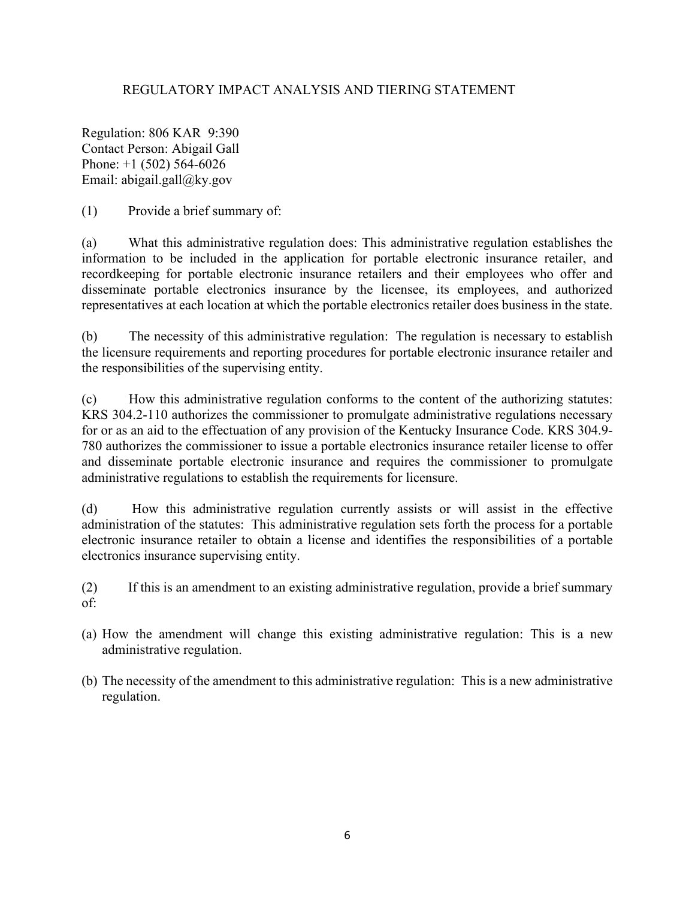# REGULATORY IMPACT ANALYSIS AND TIERING STATEMENT

Regulation: 806 KAR 9:390
Contact Person: Abigail Gall
Phone: +1 (502) 564-6026
Email: abigail.gall@ky.gov

(1) Provide a brief summary of:

(a) What this administrative regulation does: This administrative regulation establishes the information to be included in the application for portable electronic insurance retailer, and recordkeeping for portable electronic insurance retailers and their employees who offer and disseminate portable electronics insurance by the licensee, its employees, and authorized representatives at each location at which the portable electronics retailer does business in the state.

(b) The necessity of this administrative regulation: The regulation is necessary to establish the licensure requirements and reporting procedures for portable electronic insurance retailer and the responsibilities of the supervising entity.

(c) How this administrative regulation conforms to the content of the authorizing statutes: KRS 304.2-110 authorizes the commissioner to promulgate administrative regulations necessary for or as an aid to the effectuation of any provision of the Kentucky Insurance Code. KRS 304.9-780 authorizes the commissioner to issue a portable electronics insurance retailer license to offer and disseminate portable electronic insurance and requires the commissioner to promulgate administrative regulations to establish the requirements for licensure.

(d) How this administrative regulation currently assists or will assist in the effective administration of the statutes: This administrative regulation sets forth the process for a portable electronic insurance retailer to obtain a license and identifies the responsibilities of a portable electronics insurance supervising entity.

(2) If this is an amendment to an existing administrative regulation, provide a brief summary of:

(a) How the amendment will change this existing administrative regulation: This is a new administrative regulation.

(b) The necessity of the amendment to this administrative regulation: This is a new administrative regulation.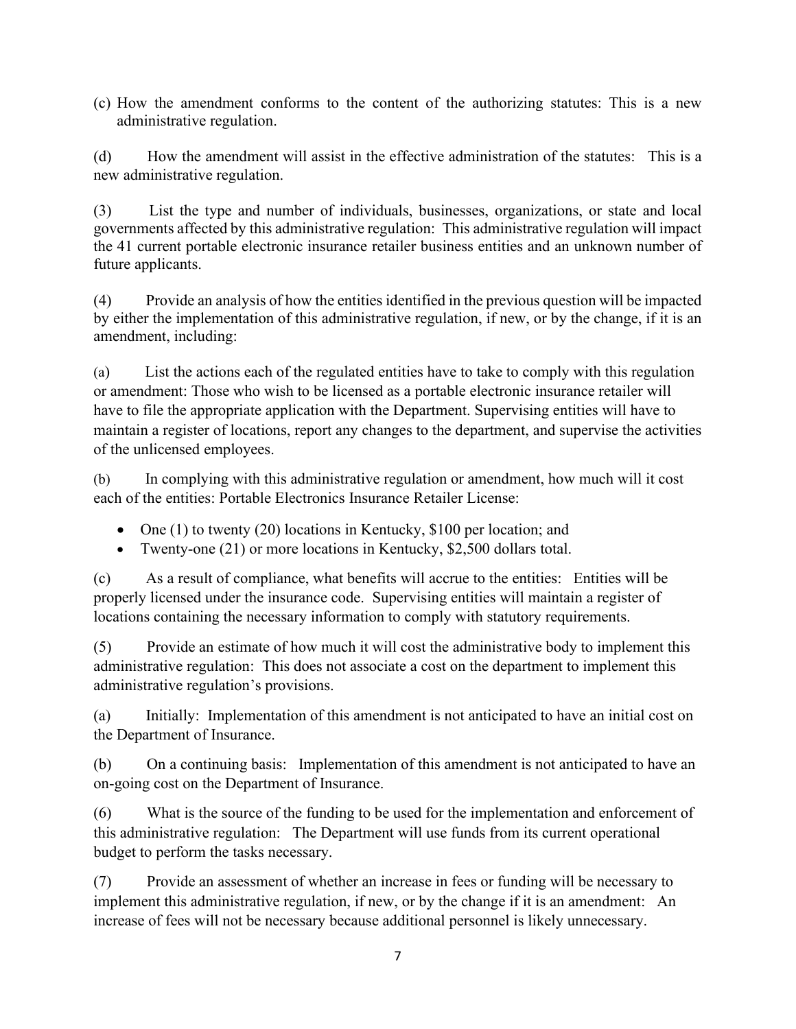(c) How the amendment conforms to the content of the authorizing statutes: This is a new administrative regulation.

(d) How the amendment will assist in the effective administration of the statutes: This is a new administrative regulation.

(3) List the type and number of individuals, businesses, organizations, or state and local governments affected by this administrative regulation: This administrative regulation will impact the 41 current portable electronic insurance retailer business entities and an unknown number of future applicants.

(4) Provide an analysis of how the entities identified in the previous question will be impacted by either the implementation of this administrative regulation, if new, or by the change, if it is an amendment, including:

(a) List the actions each of the regulated entities have to take to comply with this regulation or amendment: Those who wish to be licensed as a portable electronic insurance retailer will have to file the appropriate application with the Department. Supervising entities will have to maintain a register of locations, report any changes to the department, and supervise the activities of the unlicensed employees.

(b) In complying with this administrative regulation or amendment, how much will it cost each of the entities: Portable Electronics Insurance Retailer License:

- One (1) to twenty (20) locations in Kentucky, $100 per location; and
- Twenty-one (21) or more locations in Kentucky, $2,500 dollars total.

(c) As a result of compliance, what benefits will accrue to the entities: Entities will be properly licensed under the insurance code. Supervising entities will maintain a register of locations containing the necessary information to comply with statutory requirements.

(5) Provide an estimate of how much it will cost the administrative body to implement this administrative regulation: This does not associate a cost on the department to implement this administrative regulation's provisions.

(a) Initially: Implementation of this amendment is not anticipated to have an initial cost on the Department of Insurance.

(b) On a continuing basis: Implementation of this amendment is not anticipated to have an on-going cost on the Department of Insurance.

(6) What is the source of the funding to be used for the implementation and enforcement of this administrative regulation: The Department will use funds from its current operational budget to perform the tasks necessary.

(7) Provide an assessment of whether an increase in fees or funding will be necessary to implement this administrative regulation, if new, or by the change if it is an amendment: An increase of fees will not be necessary because additional personnel is likely unnecessary.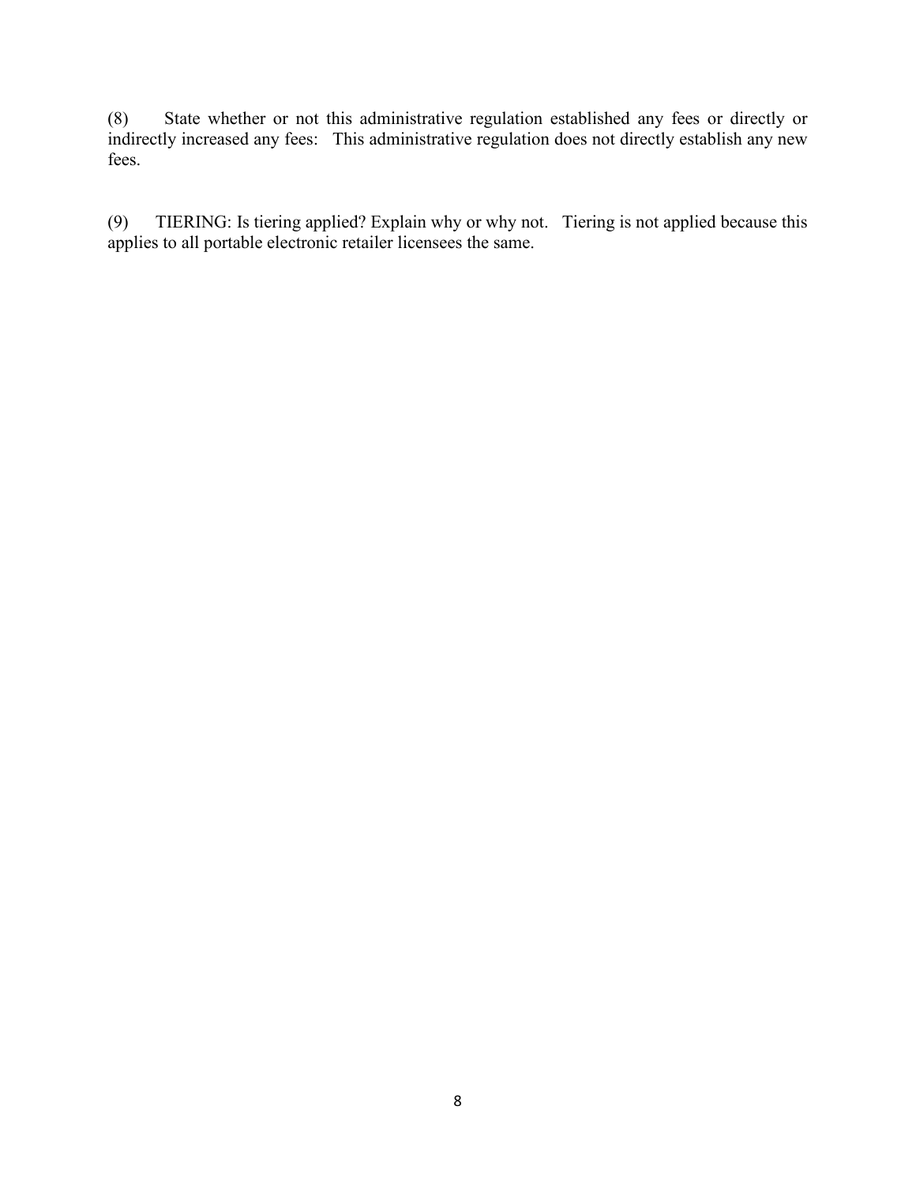(8) State whether or not this administrative regulation established any fees or directly or indirectly increased any fees: This administrative regulation does not directly establish any new fees.

(9) TIERING: Is tiering applied? Explain why or why not. Tiering is not applied because this applies to all portable electronic retailer licensees the same.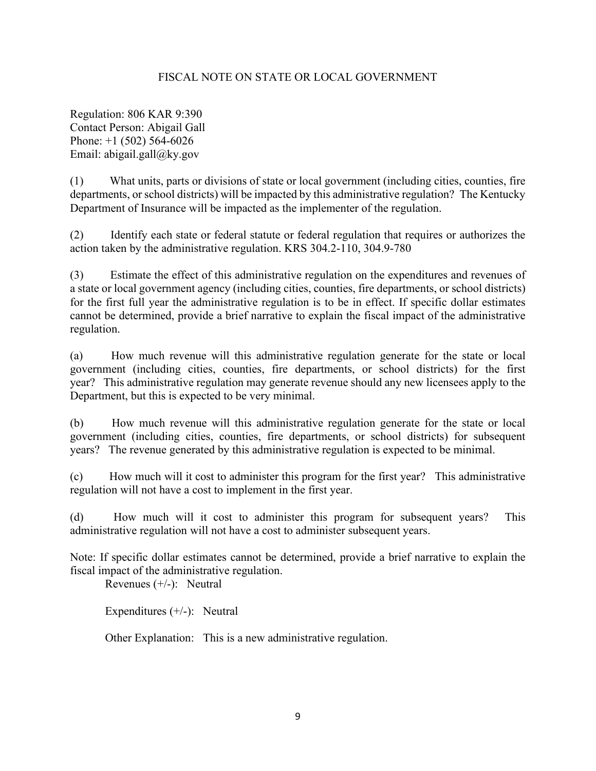## FISCAL NOTE ON STATE OR LOCAL GOVERNMENT

Regulation: 806 KAR 9:390
Contact Person: Abigail Gall
Phone: +1 (502) 564-6026
Email: abigail.gall@ky.gov

(1) What units, parts or divisions of state or local government (including cities, counties, fire departments, or school districts) will be impacted by this administrative regulation? The Kentucky Department of Insurance will be impacted as the implementer of the regulation.

(2) Identify each state or federal statute or federal regulation that requires or authorizes the action taken by the administrative regulation. KRS 304.2-110, 304.9-780

(3) Estimate the effect of this administrative regulation on the expenditures and revenues of a state or local government agency (including cities, counties, fire departments, or school districts) for the first full year the administrative regulation is to be in effect. If specific dollar estimates cannot be determined, provide a brief narrative to explain the fiscal impact of the administrative regulation.

(a) How much revenue will this administrative regulation generate for the state or local government (including cities, counties, fire departments, or school districts) for the first year? This administrative regulation may generate revenue should any new licensees apply to the Department, but this is expected to be very minimal.

(b) How much revenue will this administrative regulation generate for the state or local government (including cities, counties, fire departments, or school districts) for subsequent years? The revenue generated by this administrative regulation is expected to be minimal.

(c) How much will it cost to administer this program for the first year? This administrative regulation will not have a cost to implement in the first year.

(d) How much will it cost to administer this program for subsequent years? This administrative regulation will not have a cost to administer subsequent years.

Note: If specific dollar estimates cannot be determined, provide a brief narrative to explain the fiscal impact of the administrative regulation.

Revenues (+/-): Neutral

Expenditures (+/-): Neutral

Other Explanation: This is a new administrative regulation.